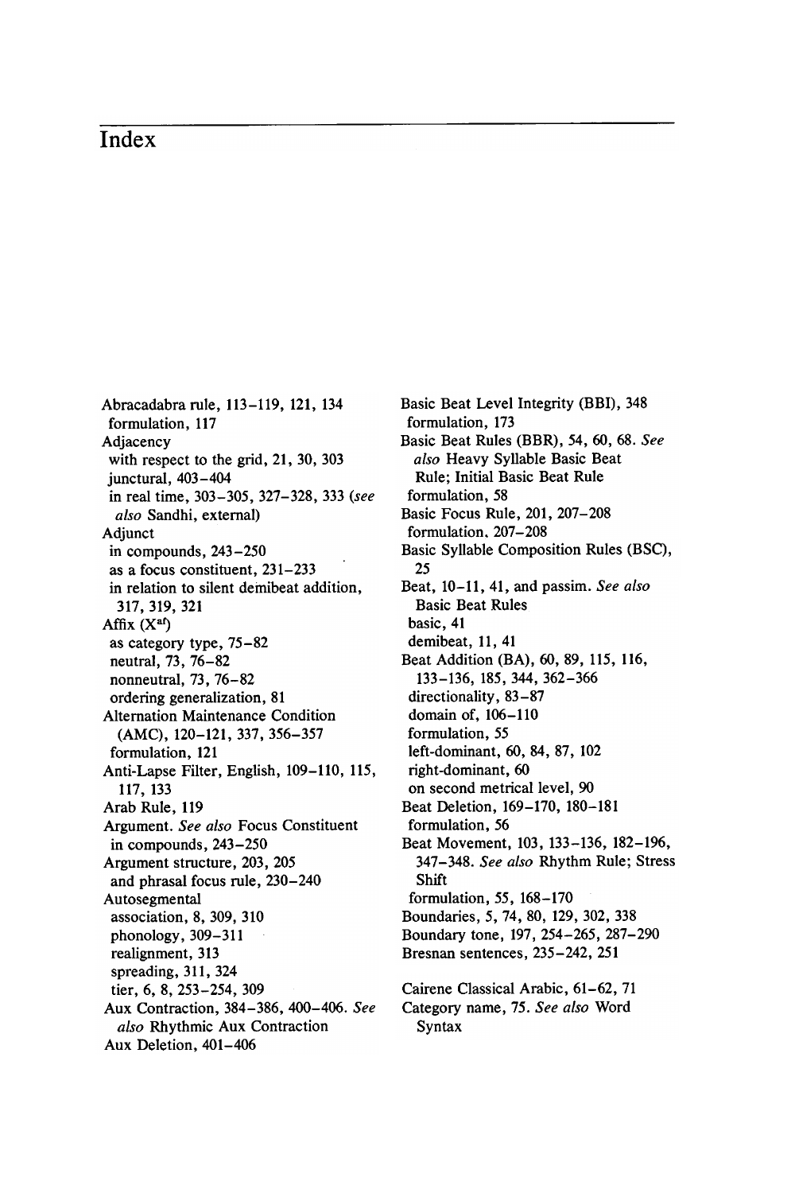# Index

Abracadabra rule, 113–119, 121, 134
  formulation, 117
Adjacency
  with respect to the grid, 21, 30, 303
  junctural, 403–404
  in real time, 303–305, 327–328, 333 (*see also* Sandhi, external)
Adjunct
  in compounds, 243–250
  as a focus constituent, 231–233
  in relation to silent demibeat addition, 317, 319, 321
Affix ($X^{af}$)
  as category type, 75–82
  neutral, 73, 76–82
  nonneutral, 73, 76–82
  ordering generalization, 81
Alternation Maintenance Condition (AMC), 120–121, 337, 356–357
  formulation, 121
Anti-Lapse Filter, English, 109–110, 115, 117, 133
Arab Rule, 119
Argument. *See also* Focus Constituent
  in compounds, 243–250
Argument structure, 203, 205
  and phrasal focus rule, 230–240
Autosegmental
  association, 8, 309, 310
  phonology, 309–311
  realignment, 313
  spreading, 311, 324
  tier, 6, 8, 253–254, 309
Aux Contraction, 384–386, 400–406. *See also* Rhythmic Aux Contraction
Aux Deletion, 401–406

Basic Beat Level Integrity (BBI), 348
  formulation, 173
Basic Beat Rules (BBR), 54, 60, 68. *See also* Heavy Syllable Basic Beat Rule; Initial Basic Beat Rule
  formulation, 58
Basic Focus Rule, 201, 207–208
  formulation, 207–208
Basic Syllable Composition Rules (BSC), 25
Beat, 10–11, 41, and passim. *See also* Basic Beat Rules
  basic, 41
  demibeat, 11, 41
Beat Addition (BA), 60, 89, 115, 116, 133–136, 185, 344, 362–366
  directionality, 83–87
  domain of, 106–110
  formulation, 55
  left-dominant, 60, 84, 87, 102
  right-dominant, 60
  on second metrical level, 90
Beat Deletion, 169–170, 180–181
  formulation, 56
Beat Movement, 103, 133–136, 182–196, 347–348. *See also* Rhythm Rule; Stress Shift
  formulation, 55, 168–170
Boundaries, 5, 74, 80, 129, 302, 338
Boundary tone, 197, 254–265, 287–290
Bresnan sentences, 235–242, 251

Cairene Classical Arabic, 61–62, 71
Category name, 75. *See also* Word Syntax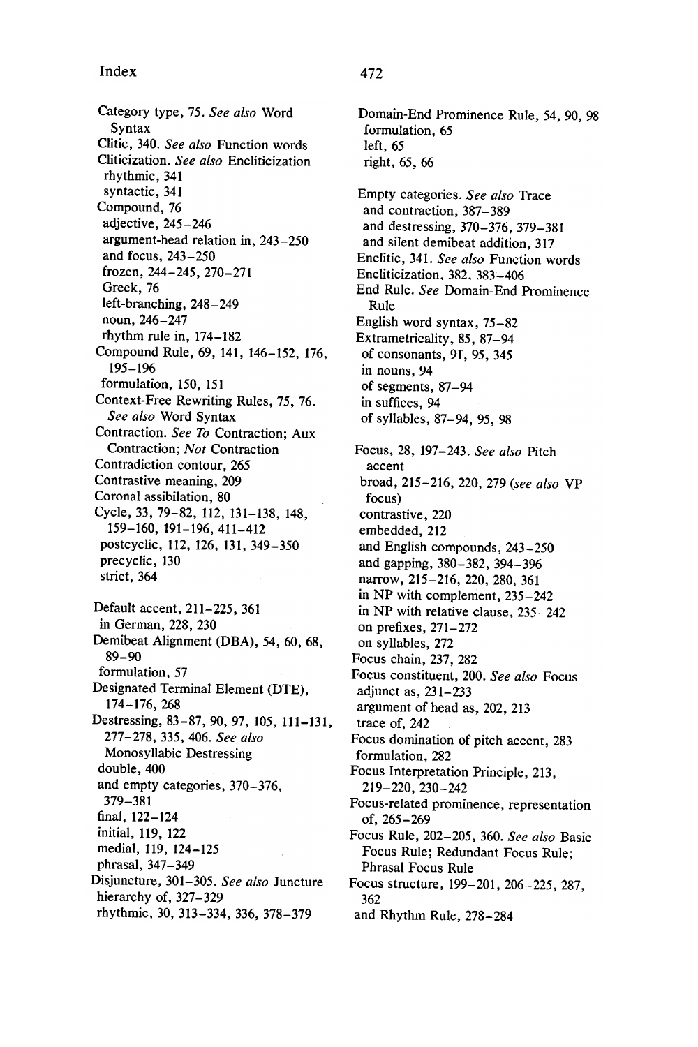Category type, 75. *See also* Word Syntax
Clitic, 340. *See also* Function words
Cliticization. *See also* Encliticization
 rhythmic, 341
 syntactic, 341
Compound, 76
 adjective, 245–246
 argument-head relation in, 243–250
 and focus, 243–250
 frozen, 244–245, 270–271
 Greek, 76
 left-branching, 248–249
 noun, 246–247
 rhythm rule in, 174–182
Compound Rule, 69, 141, 146–152, 176, 195–196
 formulation, 150, 151
Context-Free Rewriting Rules, 75, 76. *See also* Word Syntax
Contraction. *See To* Contraction; Aux Contraction; *Not* Contraction
Contradiction contour, 265
Contrastive meaning, 209
Coronal assibilation, 80
Cycle, 33, 79–82, 112, 131–138, 148, 159–160, 191–196, 411–412
 postcyclic, 112, 126, 131, 349–350
 precyclic, 130
 strict, 364

Default accent, 211–225, 361
 in German, 228, 230
Demibeat Alignment (DBA), 54, 60, 68, 89–90
 formulation, 57
Designated Terminal Element (DTE), 174–176, 268
Destressing, 83–87, 90, 97, 105, 111–131, 277–278, 335, 406. *See also* Monosyllabic Destressing
 double, 400
 and empty categories, 370–376, 379–381
 final, 122–124
 initial, 119, 122
 medial, 119, 124–125
 phrasal, 347–349
Disjuncture, 301–305. *See also* Juncture
 hierarchy of, 327–329
 rhythmic, 30, 313–334, 336, 378–379

Domain-End Prominence Rule, 54, 90, 98
 formulation, 65
 left, 65
 right, 65, 66

Empty categories. *See also* Trace
 and contraction, 387–389
 and destressing, 370–376, 379–381
 and silent demibeat addition, 317
Enclitic, 341. *See also* Function words
Encliticization, 382, 383–406
End Rule. *See* Domain-End Prominence Rule
English word syntax, 75–82
Extrametricality, 85, 87–94
 of consonants, 91, 95, 345
 in nouns, 94
 of segments, 87–94
 in suffices, 94
 of syllables, 87–94, 95, 98

Focus, 28, 197–243. *See also* Pitch accent
 broad, 215–216, 220, 279 (*see also* VP focus)
 contrastive, 220
 embedded, 212
 and English compounds, 243–250
 and gapping, 380–382, 394–396
 narrow, 215–216, 220, 280, 361
 in NP with complement, 235–242
 in NP with relative clause, 235–242
 on prefixes, 271–272
 on syllables, 272
Focus chain, 237, 282
Focus constituent, 200. *See also* Focus
 adjunct as, 231–233
 argument of head as, 202, 213
 trace of, 242
Focus domination of pitch accent, 283
 formulation, 282
Focus Interpretation Principle, 213, 219–220, 230–242
Focus-related prominence, representation of, 265–269
Focus Rule, 202–205, 360. *See also* Basic Focus Rule; Redundant Focus Rule; Phrasal Focus Rule
Focus structure, 199–201, 206–225, 287, 362
 and Rhythm Rule, 278–284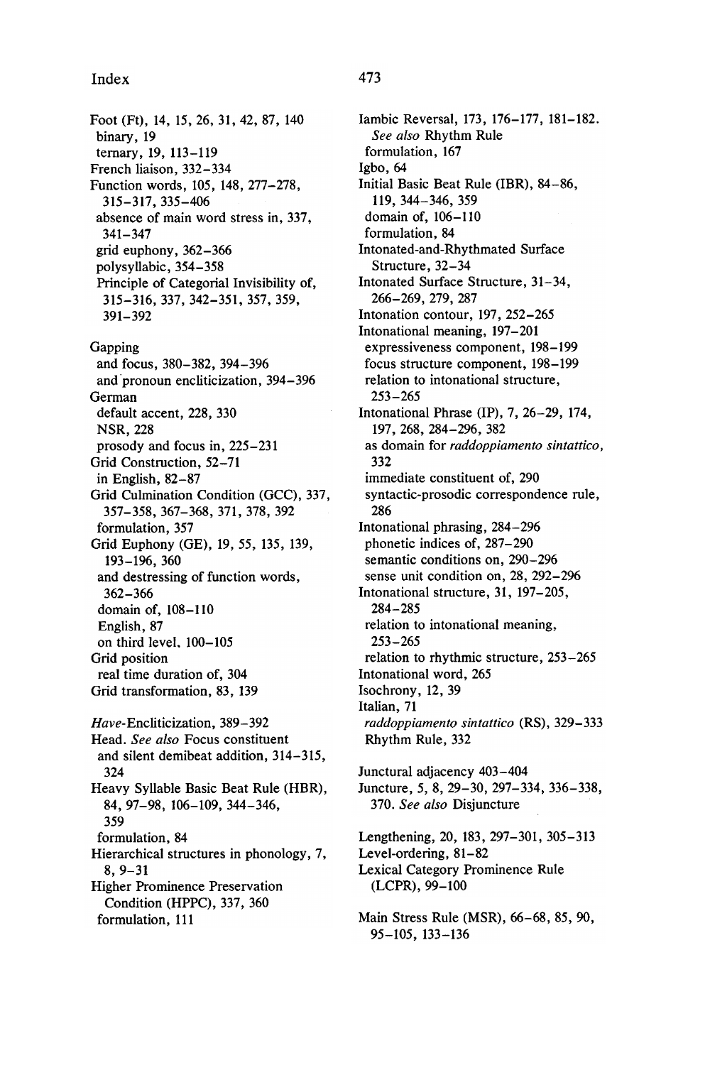Foot (Ft), 14, 15, 26, 31, 42, 87, 140
- binary, 19
- ternary, 19, 113–119

French liaison, 332–334

Function words, 105, 148, 277–278, 315–317, 335–406
- absence of main word stress in, 337, 341–347
- grid euphony, 362–366
- polysyllabic, 354–358
- Principle of Categorial Invisibility of, 315–316, 337, 342–351, 357, 359, 391–392

Gapping
- and focus, 380–382, 394–396
- and pronoun encliticization, 394–396

German
- default accent, 228, 330
- NSR, 228
- prosody and focus in, 225–231

Grid Construction, 52–71
- in English, 82–87

Grid Culmination Condition (GCC), 337, 357–358, 367–368, 371, 378, 392
- formulation, 357

Grid Euphony (GE), 19, 55, 135, 139, 193–196, 360
- and destressing of function words, 362–366
- domain of, 108–110
- English, 87
- on third level, 100–105

Grid position
- real time duration of, 304

Grid transformation, 83, 139

*Have*-Encliticization, 389–392

Head. *See also* Focus constituent
- and silent demibeat addition, 314–315, 324

Heavy Syllable Basic Beat Rule (HBR), 84, 97–98, 106–109, 344–346, 359
- formulation, 84

Hierarchical structures in phonology, 7, 8, 9–31

Higher Prominence Preservation Condition (HPPC), 337, 360
- formulation, 111

Iambic Reversal, 173, 176–177, 181–182. *See also* Rhythm Rule
- formulation, 167

Igbo, 64

Initial Basic Beat Rule (IBR), 84–86, 119, 344–346, 359
- domain of, 106–110
- formulation, 84

Intonated-and-Rhythmated Surface Structure, 32–34

Intonated Surface Structure, 31–34, 266–269, 279, 287

Intonation contour, 197, 252–265

Intonational meaning, 197–201
- expressiveness component, 198–199
- focus structure component, 198–199
- relation to intonational structure, 253–265

Intonational Phrase (IP), 7, 26–29, 174, 197, 268, 284–296, 382
- as domain for *raddoppiamento sintattico*, 332
- immediate constituent of, 290
- syntactic-prosodic correspondence rule, 286

Intonational phrasing, 284–296
- phonetic indices of, 287–290
- semantic conditions on, 290–296
- sense unit condition on, 28, 292–296

Intonational structure, 31, 197–205, 284–285
- relation to intonational meaning, 253–265
- relation to rhythmic structure, 253–265

Intonational word, 265

Isochrony, 12, 39

Italian, 71
- *raddoppiamento sintattico* (RS), 329–333
- Rhythm Rule, 332

Junctural adjacency 403–404

Juncture, 5, 8, 29–30, 297–334, 336–338, 370. *See also* Disjuncture

Lengthening, 20, 183, 297–301, 305–313

Level-ordering, 81–82

Lexical Category Prominence Rule (LCPR), 99–100

Main Stress Rule (MSR), 66–68, 85, 90, 95–105, 133–136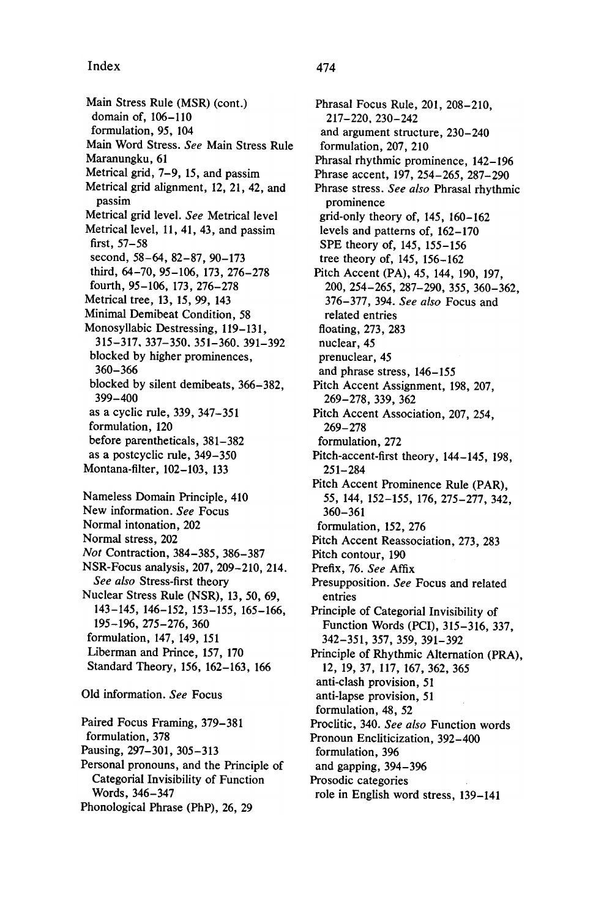Main Stress Rule (MSR) (cont.)
 domain of, 106–110
 formulation, 95, 104
Main Word Stress. *See* Main Stress Rule
Maranungku, 61
Metrical grid, 7–9, 15, and passim
Metrical grid alignment, 12, 21, 42, and passim
Metrical grid level. *See* Metrical level
Metrical level, 11, 41, 43, and passim
 first, 57–58
 second, 58–64, 82–87, 90–173
 third, 64–70, 95–106, 173, 276–278
 fourth, 95–106, 173, 276–278
Metrical tree, 13, 15, 99, 143
Minimal Demibeat Condition, 58
Monosyllabic Destressing, 119–131, 315–317, 337–350, 351–360, 391–392
 blocked by higher prominences, 360–366
 blocked by silent demibeats, 366–382, 399–400
 as a cyclic rule, 339, 347–351
 formulation, 120
 before parentheticals, 381–382
 as a postcyclic rule, 349–350
Montana-filter, 102–103, 133

Nameless Domain Principle, 410
New information. *See* Focus
Normal intonation, 202
Normal stress, 202
*Not* Contraction, 384–385, 386–387
NSR-Focus analysis, 207, 209–210, 214. *See also* Stress-first theory
Nuclear Stress Rule (NSR), 13, 50, 69, 143–145, 146–152, 153–155, 165–166, 195–196, 275–276, 360
 formulation, 147, 149, 151
 Liberman and Prince, 157, 170
 Standard Theory, 156, 162–163, 166

Old information. *See* Focus

Paired Focus Framing, 379–381
 formulation, 378
Pausing, 297–301, 305–313
Personal pronouns, and the Principle of Categorial Invisibility of Function Words, 346–347
Phonological Phrase (PhP), 26, 29
Phrasal Focus Rule, 201, 208–210, 217–220, 230–242
 and argument structure, 230–240
 formulation, 207, 210
Phrasal rhythmic prominence, 142–196
Phrase accent, 197, 254–265, 287–290
Phrase stress. *See also* Phrasal rhythmic prominence
 grid-only theory of, 145, 160–162
 levels and patterns of, 162–170
 SPE theory of, 145, 155–156
 tree theory of, 145, 156–162
Pitch Accent (PA), 45, 144, 190, 197, 200, 254–265, 287–290, 355, 360–362, 376–377, 394. *See also* Focus and related entries
 floating, 273, 283
 nuclear, 45
 prenuclear, 45
 and phrase stress, 146–155
Pitch Accent Assignment, 198, 207, 269–278, 339, 362
Pitch Accent Association, 207, 254, 269–278
 formulation, 272
Pitch-accent-first theory, 144–145, 198, 251–284
Pitch Accent Prominence Rule (PAR), 55, 144, 152–155, 176, 275–277, 342, 360–361
 formulation, 152, 276
Pitch Accent Reassociation, 273, 283
Pitch contour, 190
Prefix, 76. *See* Affix
Presupposition. *See* Focus and related entries
Principle of Categorial Invisibility of Function Words (PCI), 315–316, 337, 342–351, 357, 359, 391–392
Principle of Rhythmic Alternation (PRA), 12, 19, 37, 117, 167, 362, 365
 anti-clash provision, 51
 anti-lapse provision, 51
 formulation, 48, 52
Proclitic, 340. *See also* Function words
Pronoun Encliticization, 392–400
 formulation, 396
 and gapping, 394–396
Prosodic categories
 role in English word stress, 139–141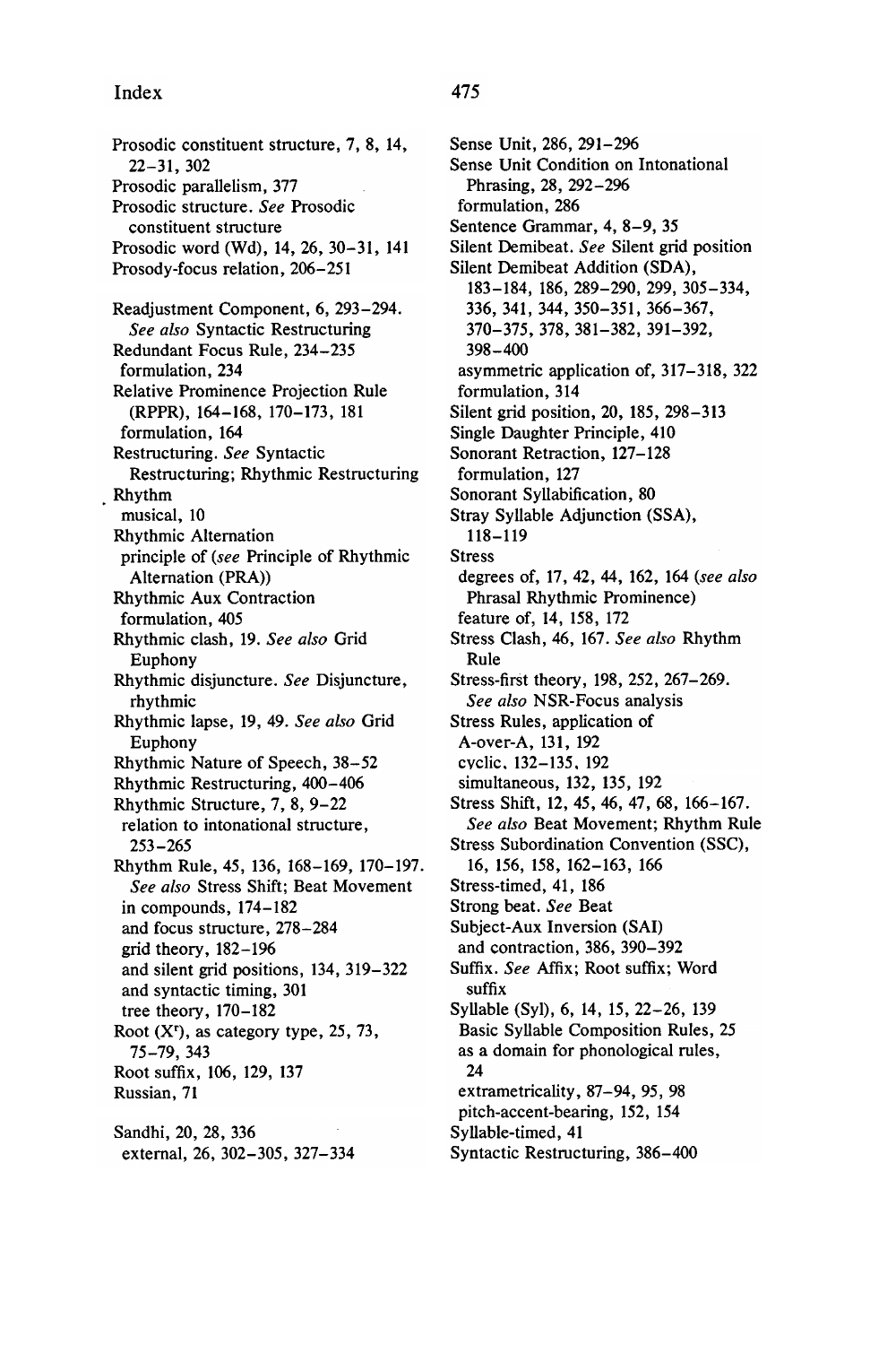Prosodic constituent structure, 7, 8, 14, 22–31, 302
Prosodic parallelism, 377
Prosodic structure. *See* Prosodic constituent structure
Prosodic word (Wd), 14, 26, 30–31, 141
Prosody-focus relation, 206–251

Readjustment Component, 6, 293–294. *See also* Syntactic Restructuring
Redundant Focus Rule, 234–235
 formulation, 234
Relative Prominence Projection Rule (RPPR), 164–168, 170–173, 181
 formulation, 164
Restructuring. *See* Syntactic Restructuring; Rhythmic Restructuring
Rhythm
 musical, 10
Rhythmic Alternation
 principle of (*see* Principle of Rhythmic Alternation (PRA))
Rhythmic Aux Contraction
 formulation, 405
Rhythmic clash, 19. *See also* Grid Euphony
Rhythmic disjuncture. *See* Disjuncture, rhythmic
Rhythmic lapse, 19, 49. *See also* Grid Euphony
Rhythmic Nature of Speech, 38–52
Rhythmic Restructuring, 400–406
Rhythmic Structure, 7, 8, 9–22
 relation to intonational structure, 253–265
Rhythm Rule, 45, 136, 168–169, 170–197. *See also* Stress Shift; Beat Movement
 in compounds, 174–182
 and focus structure, 278–284
 grid theory, 182–196
 and silent grid positions, 134, 319–322
 and syntactic timing, 301
 tree theory, 170–182
Root ($X^r$), as category type, 25, 73, 75–79, 343
Root suffix, 106, 129, 137
Russian, 71

Sandhi, 20, 28, 336
 external, 26, 302–305, 327–334
Sense Unit, 286, 291–296
Sense Unit Condition on Intonational Phrasing, 28, 292–296
 formulation, 286
Sentence Grammar, 4, 8–9, 35
Silent Demibeat. *See* Silent grid position
Silent Demibeat Addition (SDA), 183–184, 186, 289–290, 299, 305–334, 336, 341, 344, 350–351, 366–367, 370–375, 378, 381–382, 391–392, 398–400
 asymmetric application of, 317–318, 322
 formulation, 314
Silent grid position, 20, 185, 298–313
Single Daughter Principle, 410
Sonorant Retraction, 127–128
 formulation, 127
Sonorant Syllabification, 80
Stray Syllable Adjunction (SSA), 118–119
Stress
 degrees of, 17, 42, 44, 162, 164 (*see also* Phrasal Rhythmic Prominence)
 feature of, 14, 158, 172
Stress Clash, 46, 167. *See also* Rhythm Rule
Stress-first theory, 198, 252, 267–269. *See also* NSR-Focus analysis
Stress Rules, application of
 A-over-A, 131, 192
 cyclic, 132–135, 192
 simultaneous, 132, 135, 192
Stress Shift, 12, 45, 46, 47, 68, 166–167. *See also* Beat Movement; Rhythm Rule
Stress Subordination Convention (SSC), 16, 156, 158, 162–163, 166
Stress-timed, 41, 186
Strong beat. *See* Beat
Subject-Aux Inversion (SAI)
 and contraction, 386, 390–392
Suffix. *See* Affix; Root suffix; Word suffix
Syllable (Syl), 6, 14, 15, 22–26, 139
 Basic Syllable Composition Rules, 25
 as a domain for phonological rules, 24
 extrametricality, 87–94, 95, 98
 pitch-accent-bearing, 152, 154
Syllable-timed, 41
Syntactic Restructuring, 386–400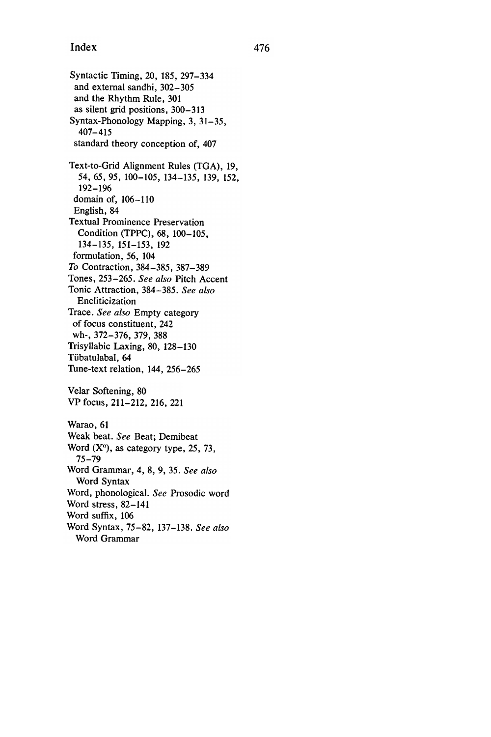Syntactic Timing, 20, 185, 297–334
  and external sandhi, 302–305
  and the Rhythm Rule, 301
  as silent grid positions, 300–313
Syntax-Phonology Mapping, 3, 31–35, 407–415
  standard theory conception of, 407

Text-to-Grid Alignment Rules (TGA), 19, 54, 65, 95, 100–105, 134–135, 139, 152, 192–196
  domain of, 106–110
  English, 84
Textual Prominence Preservation Condition (TPPC), 68, 100–105, 134–135, 151–153, 192
  formulation, 56, 104
*To* Contraction, 384–385, 387–389
Tones, 253–265. *See also* Pitch Accent
Tonic Attraction, 384–385. *See also* Encliticization
Trace. *See also* Empty category
  of focus constituent, 242
  wh-, 372–376, 379, 388
Trisyllabic Laxing, 80, 128–130
Tübatulabal, 64
Tune-text relation, 144, 256–265

Velar Softening, 80
VP focus, 211–212, 216, 221

Warao, 61
Weak beat. *See* Beat; Demibeat
Word ($X^0$), as category type, 25, 73, 75–79
Word Grammar, 4, 8, 9, 35. *See also* Word Syntax
Word, phonological. *See* Prosodic word
Word stress, 82–141
Word suffix, 106
Word Syntax, 75–82, 137–138. *See also* Word Grammar